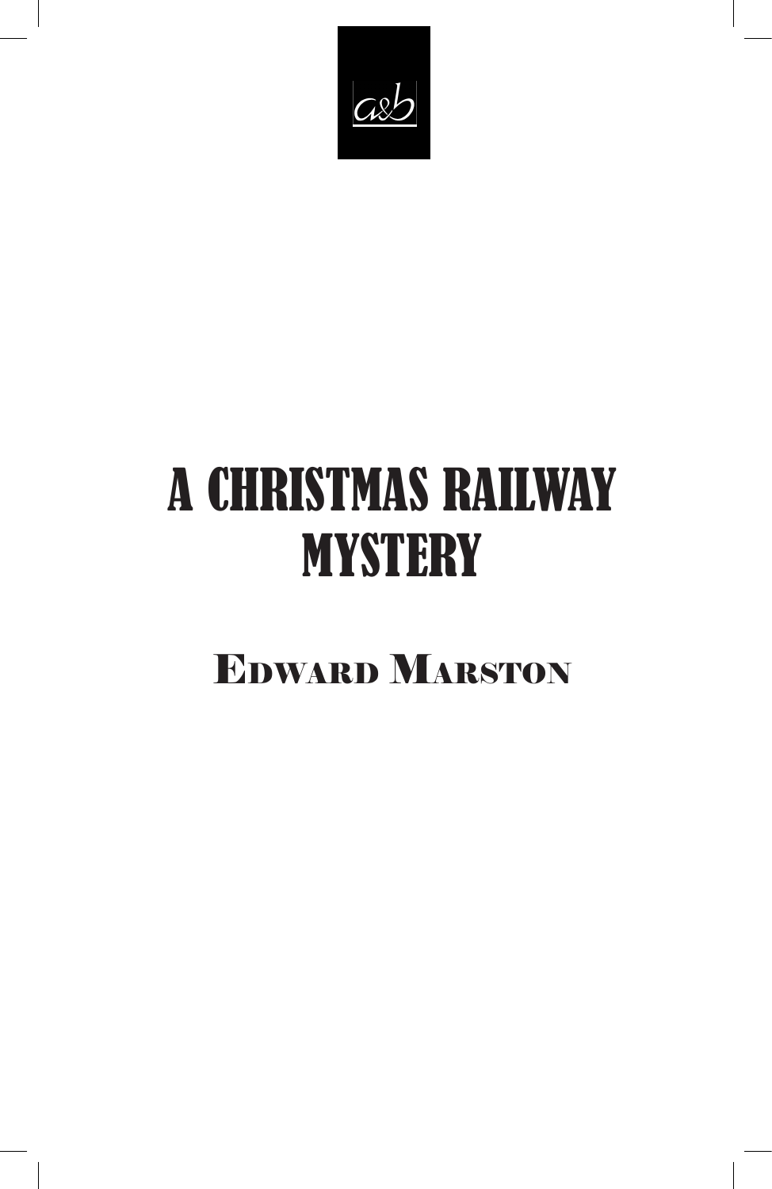a&b

# A CHRISTMAS RAILWAY MYSTERY

## EDWARD MARSTON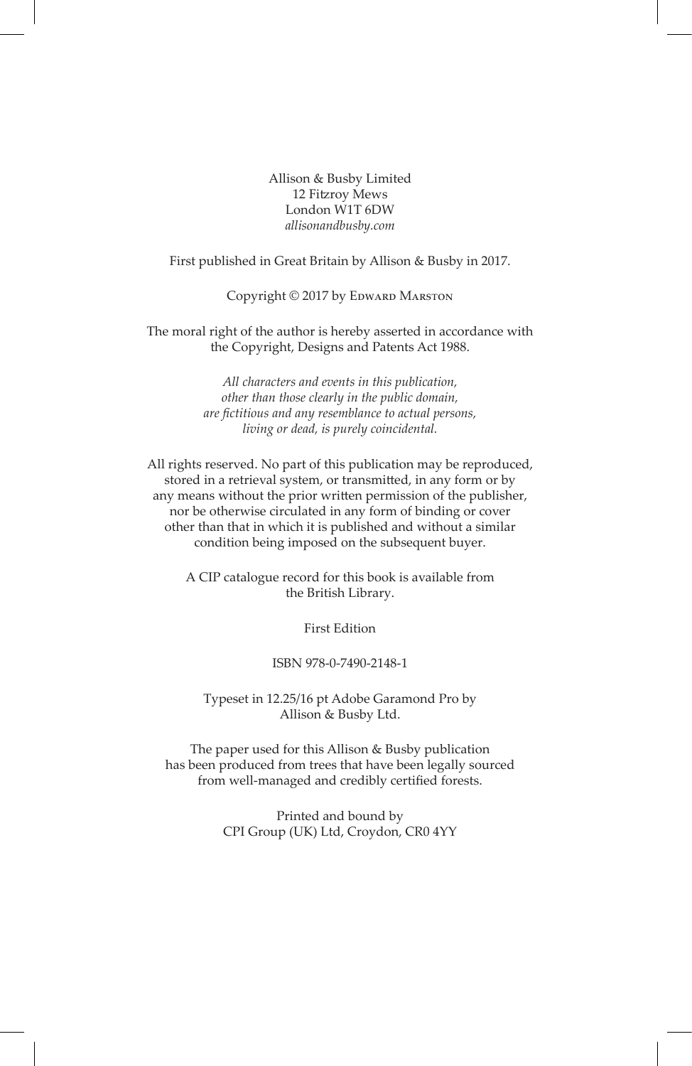Allison & Busby Limited
12 Fitzroy Mews
London W1T 6DW
*allisonandbusby.com*

First published in Great Britain by Allison & Busby in 2017.

Copyright © 2017 by Edward Marston

The moral right of the author is hereby asserted in accordance with the Copyright, Designs and Patents Act 1988.

*All characters and events in this publication, other than those clearly in the public domain, are fictitious and any resemblance to actual persons, living or dead, is purely coincidental.*

All rights reserved. No part of this publication may be reproduced, stored in a retrieval system, or transmitted, in any form or by any means without the prior written permission of the publisher, nor be otherwise circulated in any form of binding or cover other than that in which it is published and without a similar condition being imposed on the subsequent buyer.

A CIP catalogue record for this book is available from the British Library.

First Edition

ISBN 978-0-7490-2148-1

Typeset in 12.25/16 pt Adobe Garamond Pro by Allison & Busby Ltd.

The paper used for this Allison & Busby publication has been produced from trees that have been legally sourced from well-managed and credibly certified forests.

Printed and bound by
CPI Group (UK) Ltd, Croydon, CR0 4YY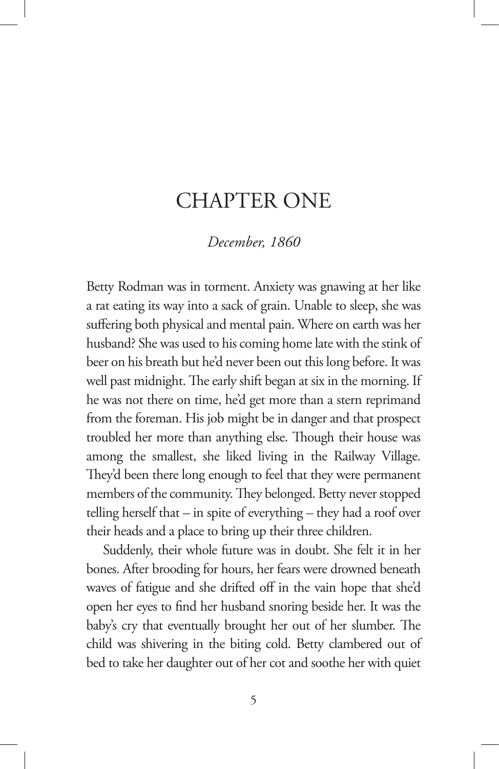# CHAPTER ONE

*December, 1860*

Betty Rodman was in torment. Anxiety was gnawing at her like a rat eating its way into a sack of grain. Unable to sleep, she was suffering both physical and mental pain. Where on earth was her husband? She was used to his coming home late with the stink of beer on his breath but he'd never been out this long before. It was well past midnight. The early shift began at six in the morning. If he was not there on time, he'd get more than a stern reprimand from the foreman. His job might be in danger and that prospect troubled her more than anything else. Though their house was among the smallest, she liked living in the Railway Village. They'd been there long enough to feel that they were permanent members of the community. They belonged. Betty never stopped telling herself that – in spite of everything – they had a roof over their heads and a place to bring up their three children.

Suddenly, their whole future was in doubt. She felt it in her bones. After brooding for hours, her fears were drowned beneath waves of fatigue and she drifted off in the vain hope that she'd open her eyes to find her husband snoring beside her. It was the baby's cry that eventually brought her out of her slumber. The child was shivering in the biting cold. Betty clambered out of bed to take her daughter out of her cot and soothe her with quiet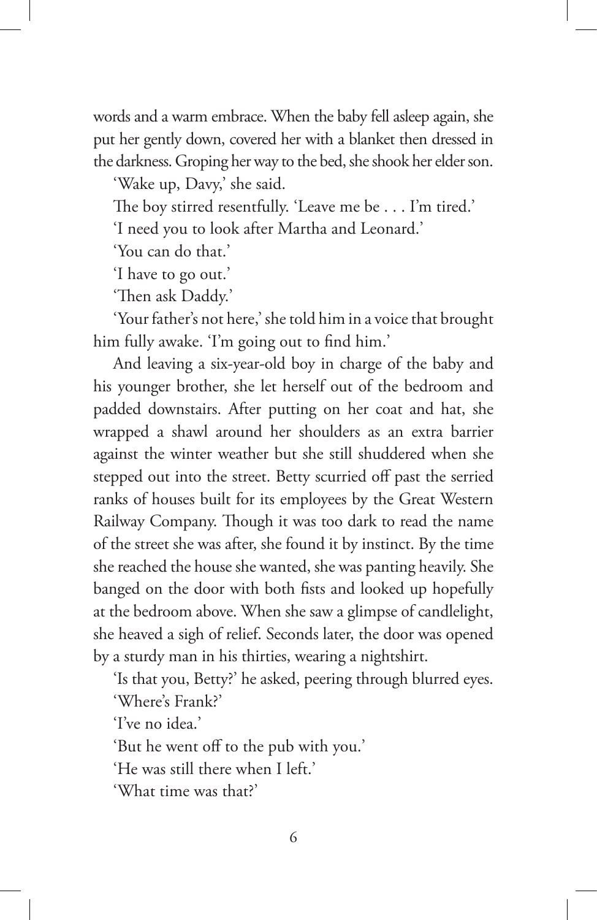words and a warm embrace. When the baby fell asleep again, she put her gently down, covered her with a blanket then dressed in the darkness. Groping her way to the bed, she shook her elder son.

'Wake up, Davy,' she said.

The boy stirred resentfully. 'Leave me be . . . I'm tired.'

'I need you to look after Martha and Leonard.'

'You can do that.'

'I have to go out.'

'Then ask Daddy.'

'Your father's not here,' she told him in a voice that brought him fully awake. 'I'm going out to find him.'

And leaving a six-year-old boy in charge of the baby and his younger brother, she let herself out of the bedroom and padded downstairs. After putting on her coat and hat, she wrapped a shawl around her shoulders as an extra barrier against the winter weather but she still shuddered when she stepped out into the street. Betty scurried off past the serried ranks of houses built for its employees by the Great Western Railway Company. Though it was too dark to read the name of the street she was after, she found it by instinct. By the time she reached the house she wanted, she was panting heavily. She banged on the door with both fists and looked up hopefully at the bedroom above. When she saw a glimpse of candlelight, she heaved a sigh of relief. Seconds later, the door was opened by a sturdy man in his thirties, wearing a nightshirt.

'Is that you, Betty?' he asked, peering through blurred eyes.

'Where's Frank?'

'I've no idea.'

'But he went off to the pub with you.'

'He was still there when I left.'

'What time was that?'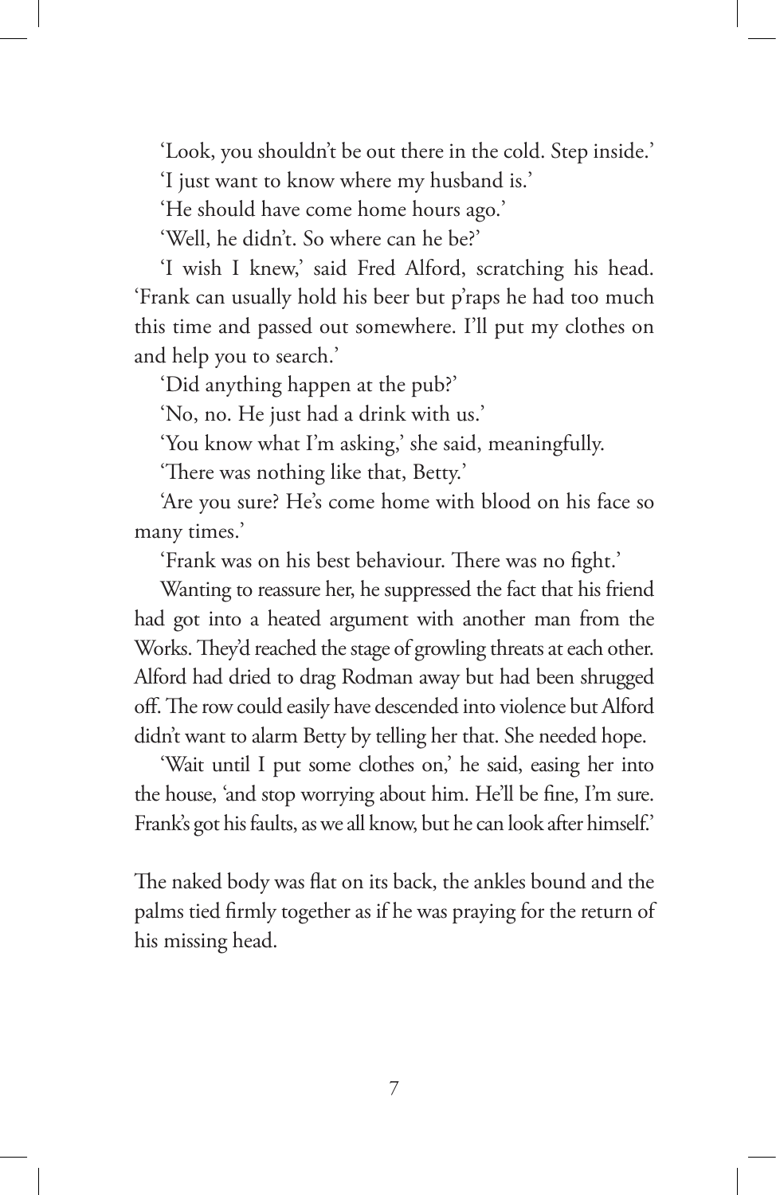'Look, you shouldn't be out there in the cold. Step inside.'

'I just want to know where my husband is.'

'He should have come home hours ago.'

'Well, he didn't. So where can he be?'

'I wish I knew,' said Fred Alford, scratching his head. 'Frank can usually hold his beer but p'raps he had too much this time and passed out somewhere. I'll put my clothes on and help you to search.'

'Did anything happen at the pub?'

'No, no. He just had a drink with us.'

'You know what I'm asking,' she said, meaningfully.

'There was nothing like that, Betty.'

'Are you sure? He's come home with blood on his face so many times.'

'Frank was on his best behaviour. There was no fight.'

Wanting to reassure her, he suppressed the fact that his friend had got into a heated argument with another man from the Works. They'd reached the stage of growling threats at each other. Alford had dried to drag Rodman away but had been shrugged off. The row could easily have descended into violence but Alford didn't want to alarm Betty by telling her that. She needed hope.

'Wait until I put some clothes on,' he said, easing her into the house, 'and stop worrying about him. He'll be fine, I'm sure. Frank's got his faults, as we all know, but he can look after himself.'

The naked body was flat on its back, the ankles bound and the palms tied firmly together as if he was praying for the return of his missing head.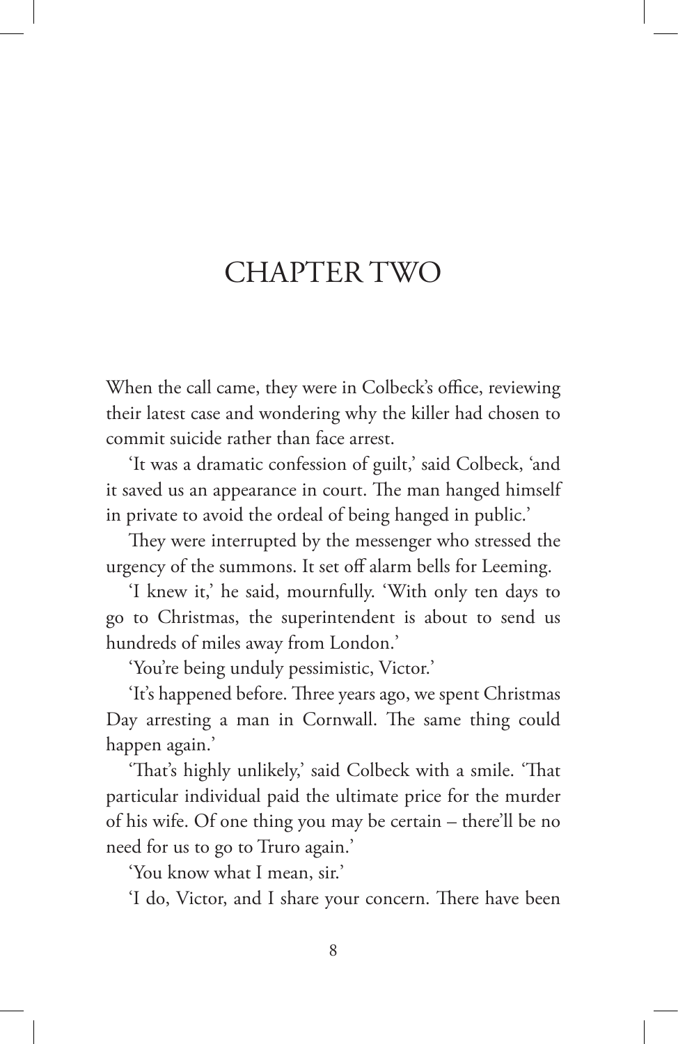# CHAPTER TWO

When the call came, they were in Colbeck's office, reviewing their latest case and wondering why the killer had chosen to commit suicide rather than face arrest.

'It was a dramatic confession of guilt,' said Colbeck, 'and it saved us an appearance in court. The man hanged himself in private to avoid the ordeal of being hanged in public.'

They were interrupted by the messenger who stressed the urgency of the summons. It set off alarm bells for Leeming.

'I knew it,' he said, mournfully. 'With only ten days to go to Christmas, the superintendent is about to send us hundreds of miles away from London.'

'You're being unduly pessimistic, Victor.'

'It's happened before. Three years ago, we spent Christmas Day arresting a man in Cornwall. The same thing could happen again.'

'That's highly unlikely,' said Colbeck with a smile. 'That particular individual paid the ultimate price for the murder of his wife. Of one thing you may be certain – there'll be no need for us to go to Truro again.'

'You know what I mean, sir.'

'I do, Victor, and I share your concern. There have been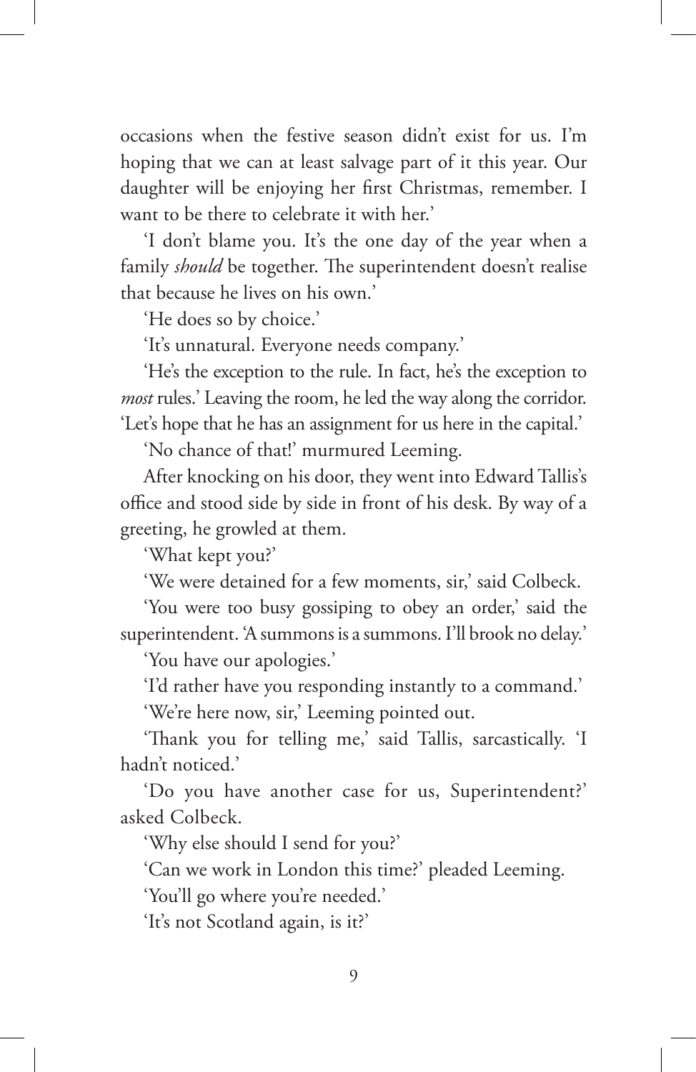occasions when the festive season didn't exist for us. I'm hoping that we can at least salvage part of it this year. Our daughter will be enjoying her first Christmas, remember. I want to be there to celebrate it with her.'

'I don't blame you. It's the one day of the year when a family *should* be together. The superintendent doesn't realise that because he lives on his own.'

'He does so by choice.'

'It's unnatural. Everyone needs company.'

'He's the exception to the rule. In fact, he's the exception to *most* rules.' Leaving the room, he led the way along the corridor. 'Let's hope that he has an assignment for us here in the capital.'

'No chance of that!' murmured Leeming.

After knocking on his door, they went into Edward Tallis's office and stood side by side in front of his desk. By way of a greeting, he growled at them.

'What kept you?'

'We were detained for a few moments, sir,' said Colbeck.

'You were too busy gossiping to obey an order,' said the superintendent. 'A summons is a summons. I'll brook no delay.'

'You have our apologies.'

'I'd rather have you responding instantly to a command.'

'We're here now, sir,' Leeming pointed out.

'Thank you for telling me,' said Tallis, sarcastically. 'I hadn't noticed.'

'Do you have another case for us, Superintendent?' asked Colbeck.

'Why else should I send for you?'

'Can we work in London this time?' pleaded Leeming.

'You'll go where you're needed.'

'It's not Scotland again, is it?'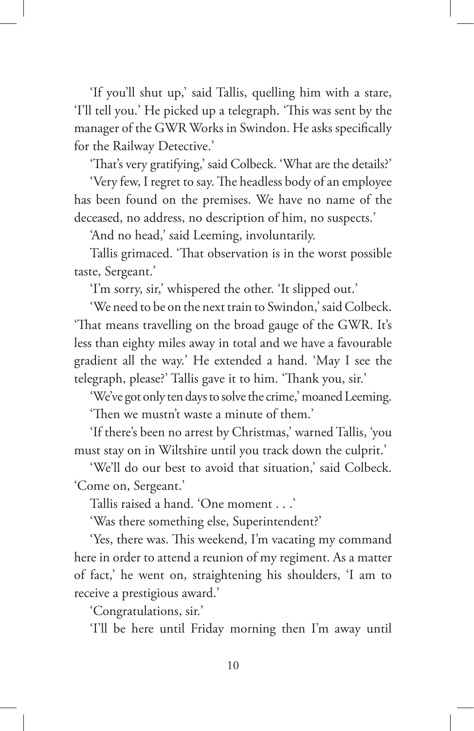'If you'll shut up,' said Tallis, quelling him with a stare, 'I'll tell you.' He picked up a telegraph. 'This was sent by the manager of the GWR Works in Swindon. He asks specifically for the Railway Detective.'

'That's very gratifying,' said Colbeck. 'What are the details?'

'Very few, I regret to say. The headless body of an employee has been found on the premises. We have no name of the deceased, no address, no description of him, no suspects.'

'And no head,' said Leeming, involuntarily.

Tallis grimaced. 'That observation is in the worst possible taste, Sergeant.'

'I'm sorry, sir,' whispered the other. 'It slipped out.'

'We need to be on the next train to Swindon,' said Colbeck. 'That means travelling on the broad gauge of the GWR. It's less than eighty miles away in total and we have a favourable gradient all the way.' He extended a hand. 'May I see the telegraph, please?' Tallis gave it to him. 'Thank you, sir.'

'We've got only ten days to solve the crime,' moaned Leeming.

'Then we mustn't waste a minute of them.'

'If there's been no arrest by Christmas,' warned Tallis, 'you must stay on in Wiltshire until you track down the culprit.'

'We'll do our best to avoid that situation,' said Colbeck. 'Come on, Sergeant.'

Tallis raised a hand. 'One moment . . .'

'Was there something else, Superintendent?'

'Yes, there was. This weekend, I'm vacating my command here in order to attend a reunion of my regiment. As a matter of fact,' he went on, straightening his shoulders, 'I am to receive a prestigious award.'

'Congratulations, sir.'

'I'll be here until Friday morning then I'm away until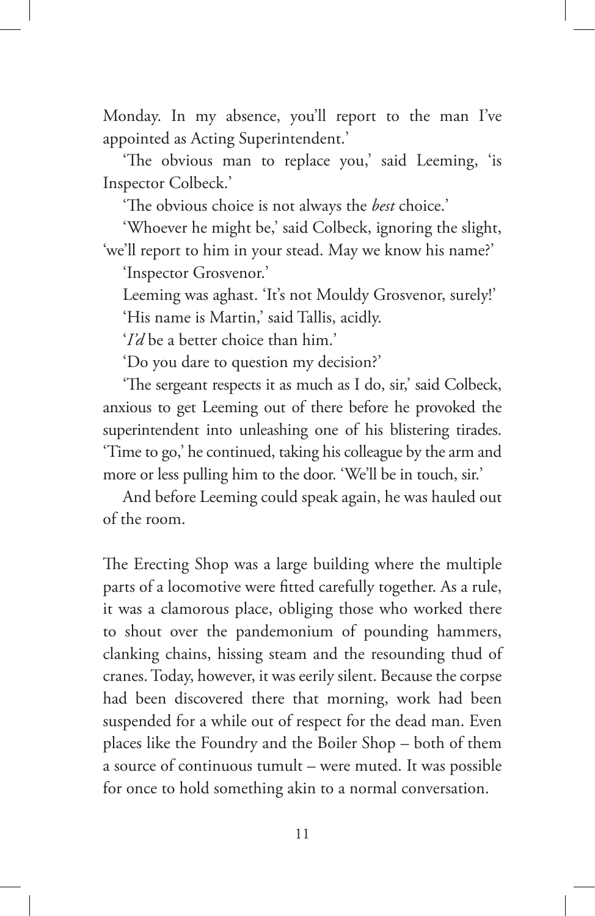Monday. In my absence, you'll report to the man I've appointed as Acting Superintendent.'

'The obvious man to replace you,' said Leeming, 'is Inspector Colbeck.'

'The obvious choice is not always the *best* choice.'

'Whoever he might be,' said Colbeck, ignoring the slight, 'we'll report to him in your stead. May we know his name?'

'Inspector Grosvenor.'

Leeming was aghast. 'It's not Mouldy Grosvenor, surely!'

'His name is Martin,' said Tallis, acidly.

'*I'd* be a better choice than him.'

'Do you dare to question my decision?'

'The sergeant respects it as much as I do, sir,' said Colbeck, anxious to get Leeming out of there before he provoked the superintendent into unleashing one of his blistering tirades. 'Time to go,' he continued, taking his colleague by the arm and more or less pulling him to the door. 'We'll be in touch, sir.'

And before Leeming could speak again, he was hauled out of the room.

The Erecting Shop was a large building where the multiple parts of a locomotive were fitted carefully together. As a rule, it was a clamorous place, obliging those who worked there to shout over the pandemonium of pounding hammers, clanking chains, hissing steam and the resounding thud of cranes. Today, however, it was eerily silent. Because the corpse had been discovered there that morning, work had been suspended for a while out of respect for the dead man. Even places like the Foundry and the Boiler Shop – both of them a source of continuous tumult – were muted. It was possible for once to hold something akin to a normal conversation.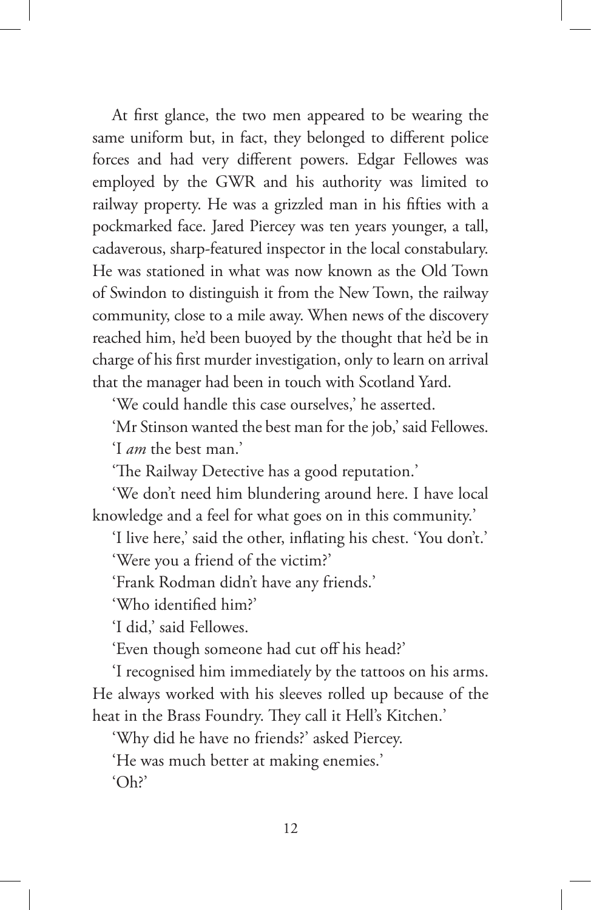At first glance, the two men appeared to be wearing the same uniform but, in fact, they belonged to different police forces and had very different powers. Edgar Fellowes was employed by the GWR and his authority was limited to railway property. He was a grizzled man in his fifties with a pockmarked face. Jared Piercey was ten years younger, a tall, cadaverous, sharp-featured inspector in the local constabulary. He was stationed in what was now known as the Old Town of Swindon to distinguish it from the New Town, the railway community, close to a mile away. When news of the discovery reached him, he'd been buoyed by the thought that he'd be in charge of his first murder investigation, only to learn on arrival that the manager had been in touch with Scotland Yard.

'We could handle this case ourselves,' he asserted.

'Mr Stinson wanted the best man for the job,' said Fellowes.

'I *am* the best man.'

'The Railway Detective has a good reputation.'

'We don't need him blundering around here. I have local knowledge and a feel for what goes on in this community.'

'I live here,' said the other, inflating his chest. 'You don't.'

'Were you a friend of the victim?'

'Frank Rodman didn't have any friends.'

'Who identified him?'

'I did,' said Fellowes.

'Even though someone had cut off his head?'

'I recognised him immediately by the tattoos on his arms. He always worked with his sleeves rolled up because of the heat in the Brass Foundry. They call it Hell's Kitchen.'

'Why did he have no friends?' asked Piercey.

'He was much better at making enemies.'

'Oh?'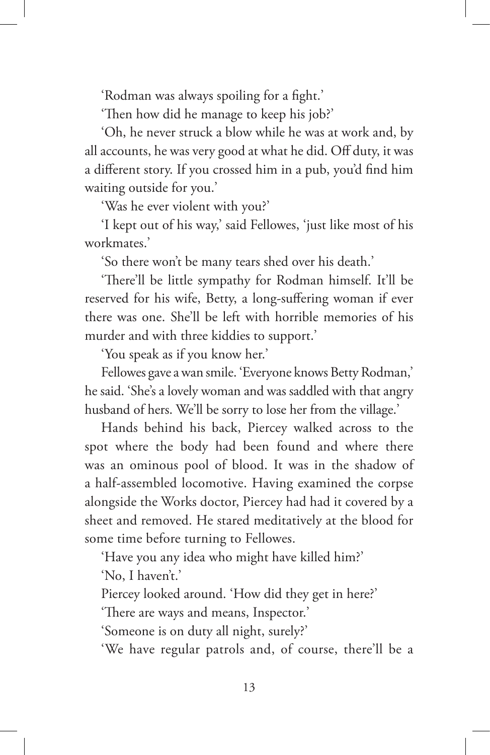'Rodman was always spoiling for a fight.'

'Then how did he manage to keep his job?'

'Oh, he never struck a blow while he was at work and, by all accounts, he was very good at what he did. Off duty, it was a different story. If you crossed him in a pub, you'd find him waiting outside for you.'

'Was he ever violent with you?'

'I kept out of his way,' said Fellowes, 'just like most of his workmates.'

'So there won't be many tears shed over his death.'

'There'll be little sympathy for Rodman himself. It'll be reserved for his wife, Betty, a long-suffering woman if ever there was one. She'll be left with horrible memories of his murder and with three kiddies to support.'

'You speak as if you know her.'

Fellowes gave a wan smile. 'Everyone knows Betty Rodman,' he said. 'She's a lovely woman and was saddled with that angry husband of hers. We'll be sorry to lose her from the village.'

Hands behind his back, Piercey walked across to the spot where the body had been found and where there was an ominous pool of blood. It was in the shadow of a half-assembled locomotive. Having examined the corpse alongside the Works doctor, Piercey had had it covered by a sheet and removed. He stared meditatively at the blood for some time before turning to Fellowes.

'Have you any idea who might have killed him?'

'No, I haven't.'

Piercey looked around. 'How did they get in here?'

'There are ways and means, Inspector.'

'Someone is on duty all night, surely?'

'We have regular patrols and, of course, there'll be a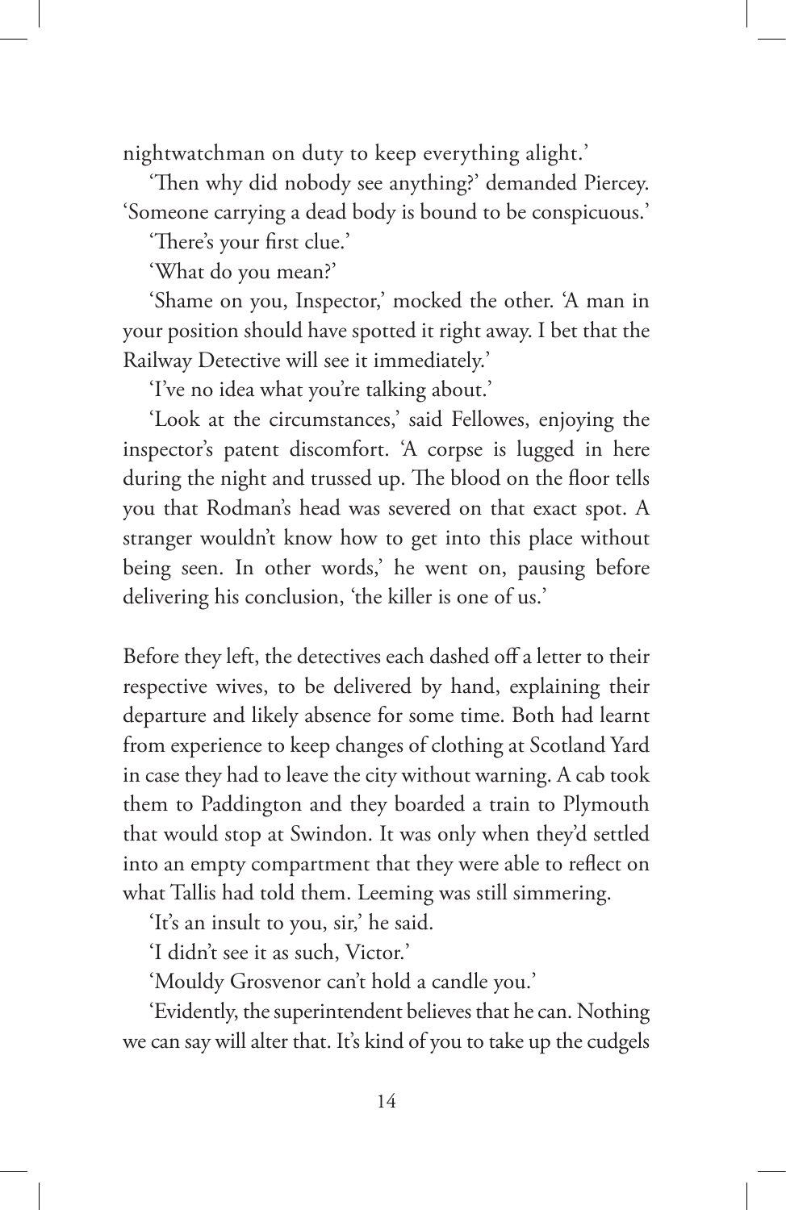nightwatchman on duty to keep everything alight.'

'Then why did nobody see anything?' demanded Piercey. 'Someone carrying a dead body is bound to be conspicuous.'

'There's your first clue.'

'What do you mean?'

'Shame on you, Inspector,' mocked the other. 'A man in your position should have spotted it right away. I bet that the Railway Detective will see it immediately.'

'I've no idea what you're talking about.'

'Look at the circumstances,' said Fellowes, enjoying the inspector's patent discomfort. 'A corpse is lugged in here during the night and trussed up. The blood on the floor tells you that Rodman's head was severed on that exact spot. A stranger wouldn't know how to get into this place without being seen. In other words,' he went on, pausing before delivering his conclusion, 'the killer is one of us.'

Before they left, the detectives each dashed off a letter to their respective wives, to be delivered by hand, explaining their departure and likely absence for some time. Both had learnt from experience to keep changes of clothing at Scotland Yard in case they had to leave the city without warning. A cab took them to Paddington and they boarded a train to Plymouth that would stop at Swindon. It was only when they'd settled into an empty compartment that they were able to reflect on what Tallis had told them. Leeming was still simmering.

'It's an insult to you, sir,' he said.

'I didn't see it as such, Victor.'

'Mouldy Grosvenor can't hold a candle you.'

'Evidently, the superintendent believes that he can. Nothing we can say will alter that. It's kind of you to take up the cudgels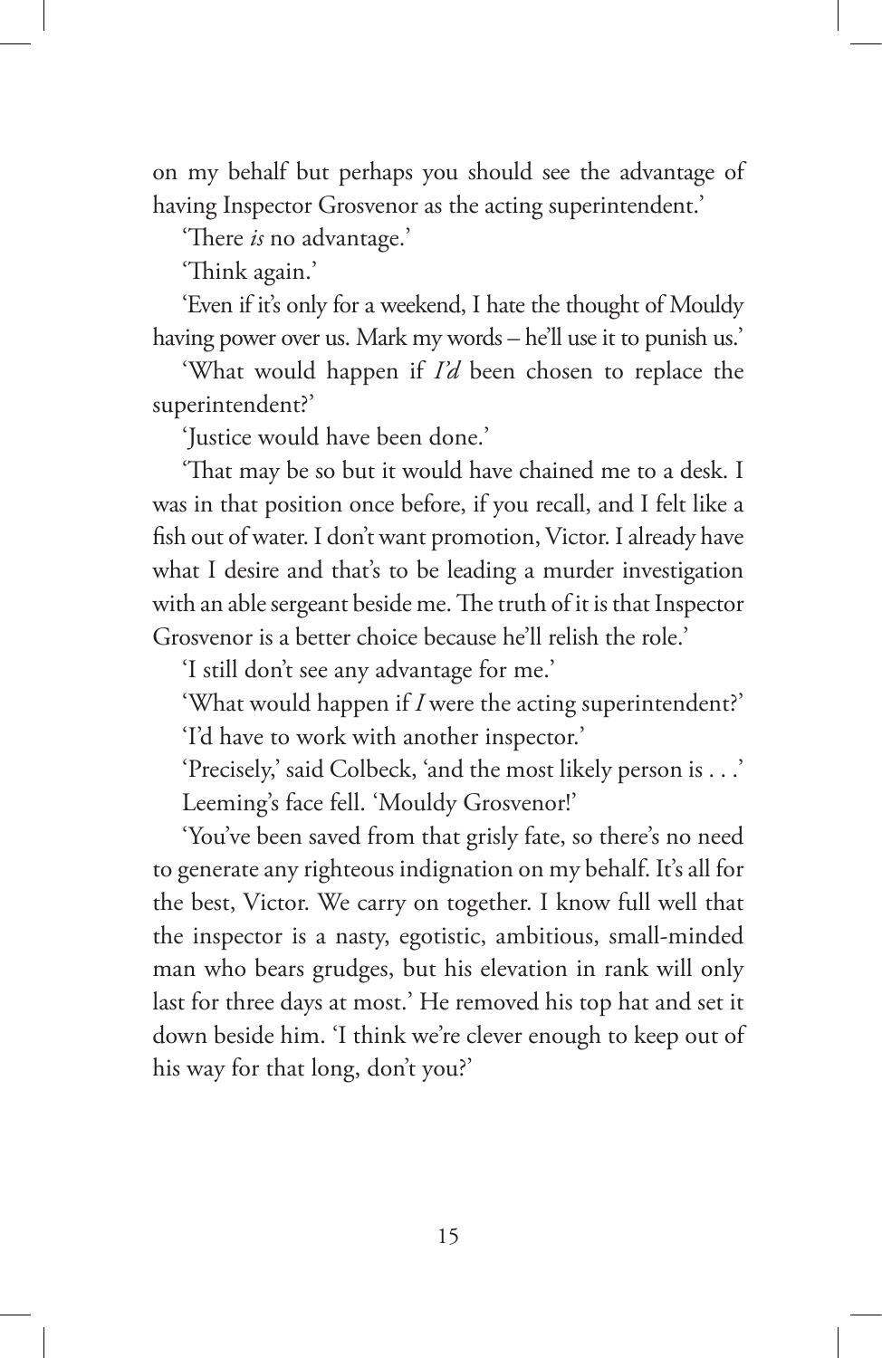on my behalf but perhaps you should see the advantage of having Inspector Grosvenor as the acting superintendent.'

'There *is* no advantage.'

'Think again.'

'Even if it's only for a weekend, I hate the thought of Mouldy having power over us. Mark my words – he'll use it to punish us.'

'What would happen if *I'd* been chosen to replace the superintendent?'

'Justice would have been done.'

'That may be so but it would have chained me to a desk. I was in that position once before, if you recall, and I felt like a fish out of water. I don't want promotion, Victor. I already have what I desire and that's to be leading a murder investigation with an able sergeant beside me. The truth of it is that Inspector Grosvenor is a better choice because he'll relish the role.'

'I still don't see any advantage for me.'

'What would happen if *I* were the acting superintendent?'

'I'd have to work with another inspector.'

'Precisely,' said Colbeck, 'and the most likely person is . . .'

Leeming's face fell. 'Mouldy Grosvenor!'

'You've been saved from that grisly fate, so there's no need to generate any righteous indignation on my behalf. It's all for the best, Victor. We carry on together. I know full well that the inspector is a nasty, egotistic, ambitious, small-minded man who bears grudges, but his elevation in rank will only last for three days at most.' He removed his top hat and set it down beside him. 'I think we're clever enough to keep out of his way for that long, don't you?'